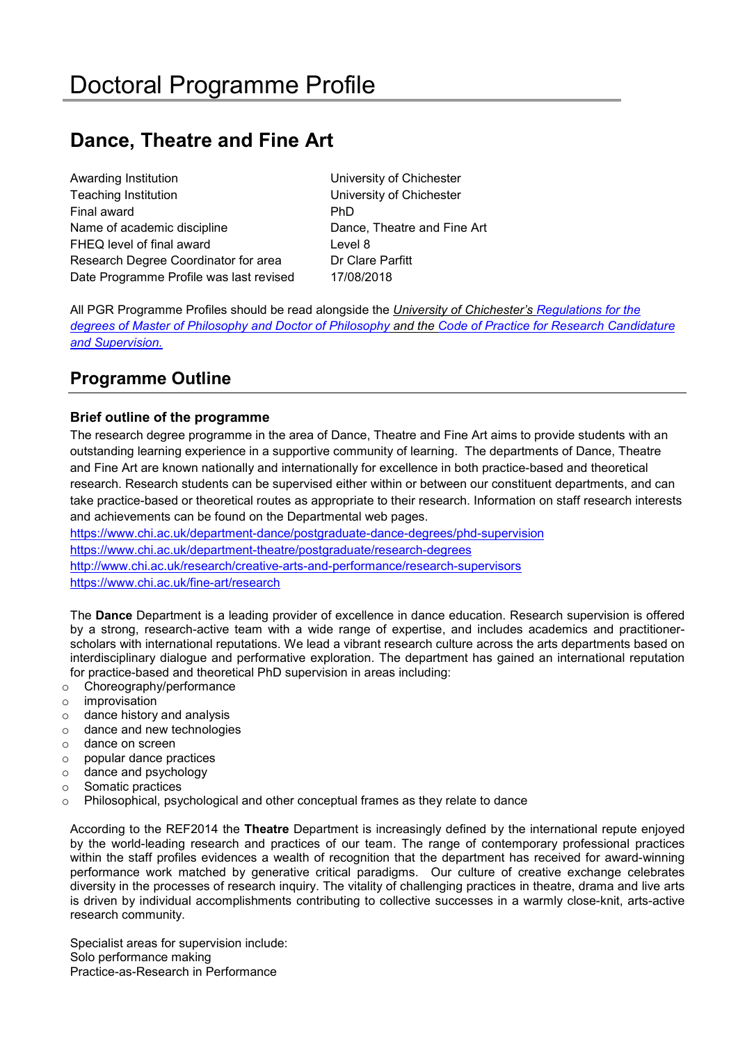# Doctoral Programme Profile

## Dance, Theatre and Fine Art

| | |
|---|---|
| Awarding Institution | University of Chichester |
| Teaching Institution | University of Chichester |
| Final award | PhD |
| Name of academic discipline | Dance, Theatre and Fine Art |
| FHEQ level of final award | Level 8 |
| Research Degree Coordinator for area | Dr Clare Parfitt |
| Date Programme Profile was last revised | 17/08/2018 |

All PGR Programme Profiles should be read alongside the *University of Chichester's Regulations for the degrees of Master of Philosophy and Doctor of Philosophy* and the *Code of Practice for Research Candidature and Supervision.*

## Programme Outline

### Brief outline of the programme

The research degree programme in the area of Dance, Theatre and Fine Art aims to provide students with an outstanding learning experience in a supportive community of learning. The departments of Dance, Theatre and Fine Art are known nationally and internationally for excellence in both practice-based and theoretical research. Research students can be supervised either within or between our constituent departments, and can take practice-based or theoretical routes as appropriate to their research. Information on staff research interests and achievements can be found on the Departmental web pages.
https://www.chi.ac.uk/department-dance/postgraduate-dance-degrees/phd-supervision
https://www.chi.ac.uk/department-theatre/postgraduate/research-degrees
http://www.chi.ac.uk/research/creative-arts-and-performance/research-supervisors
https://www.chi.ac.uk/fine-art/research

The **Dance** Department is a leading provider of excellence in dance education. Research supervision is offered by a strong, research-active team with a wide range of expertise, and includes academics and practitioner-scholars with international reputations. We lead a vibrant research culture across the arts departments based on interdisciplinary dialogue and performative exploration. The department has gained an international reputation for practice-based and theoretical PhD supervision in areas including:

- Choreography/performance
- improvisation
- dance history and analysis
- dance and new technologies
- dance on screen
- popular dance practices
- dance and psychology
- Somatic practices
- Philosophical, psychological and other conceptual frames as they relate to dance

According to the REF2014 the **Theatre** Department is increasingly defined by the international repute enjoyed by the world-leading research and practices of our team. The range of contemporary professional practices within the staff profiles evidences a wealth of recognition that the department has received for award-winning performance work matched by generative critical paradigms. Our culture of creative exchange celebrates diversity in the processes of research inquiry. The vitality of challenging practices in theatre, drama and live arts is driven by individual accomplishments contributing to collective successes in a warmly close-knit, arts-active research community.

Specialist areas for supervision include:
Solo performance making
Practice-as-Research in Performance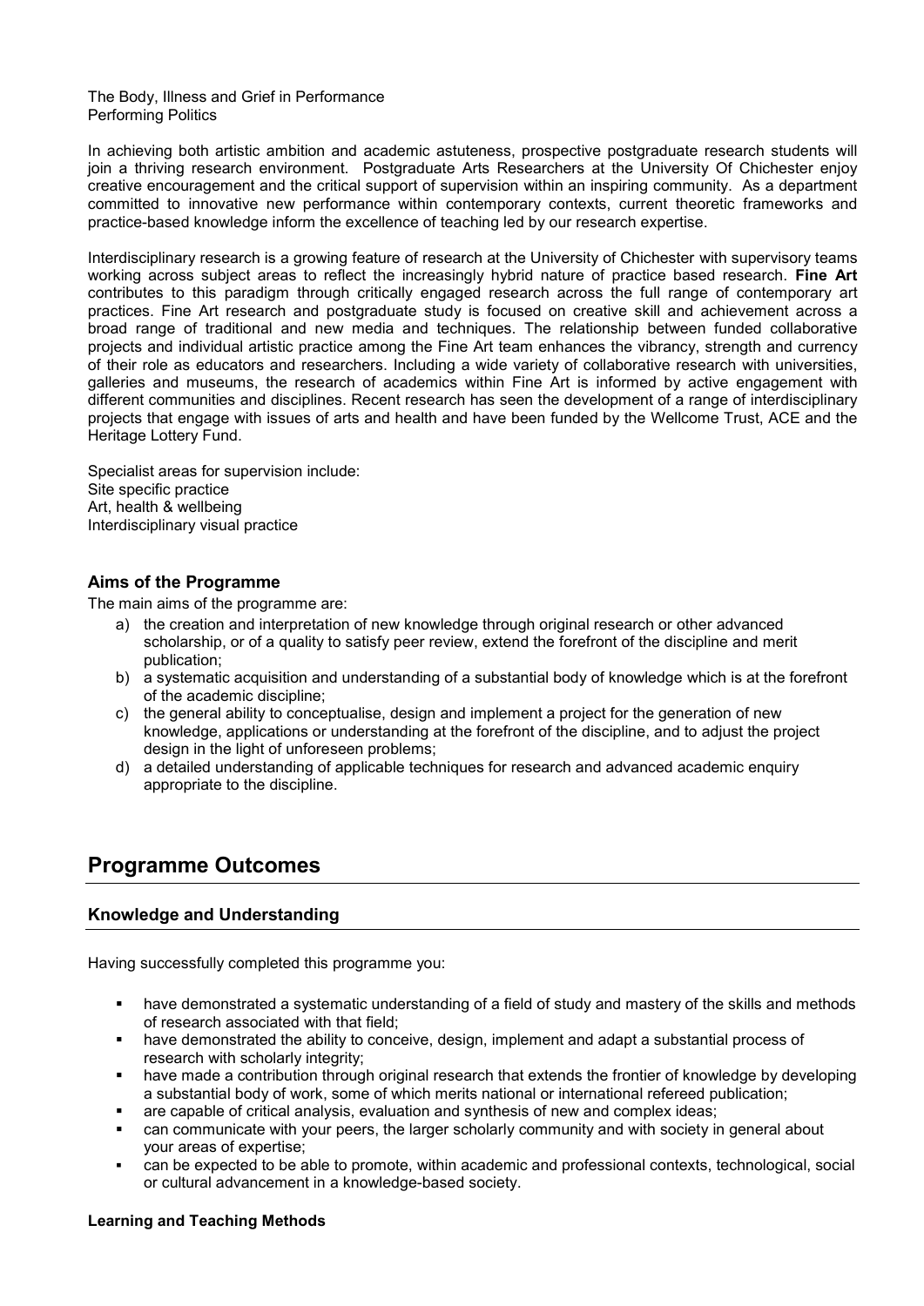The Body, Illness and Grief in Performance
Performing Politics

In achieving both artistic ambition and academic astuteness, prospective postgraduate research students will join a thriving research environment. Postgraduate Arts Researchers at the University Of Chichester enjoy creative encouragement and the critical support of supervision within an inspiring community. As a department committed to innovative new performance within contemporary contexts, current theoretic frameworks and practice-based knowledge inform the excellence of teaching led by our research expertise.

Interdisciplinary research is a growing feature of research at the University of Chichester with supervisory teams working across subject areas to reflect the increasingly hybrid nature of practice based research. **Fine Art** contributes to this paradigm through critically engaged research across the full range of contemporary art practices. Fine Art research and postgraduate study is focused on creative skill and achievement across a broad range of traditional and new media and techniques. The relationship between funded collaborative projects and individual artistic practice among the Fine Art team enhances the vibrancy, strength and currency of their role as educators and researchers. Including a wide variety of collaborative research with universities, galleries and museums, the research of academics within Fine Art is informed by active engagement with different communities and disciplines. Recent research has seen the development of a range of interdisciplinary projects that engage with issues of arts and health and have been funded by the Wellcome Trust, ACE and the Heritage Lottery Fund.

Specialist areas for supervision include:
Site specific practice
Art, health & wellbeing
Interdisciplinary visual practice

### Aims of the Programme

The main aims of the programme are:

a) the creation and interpretation of new knowledge through original research or other advanced scholarship, or of a quality to satisfy peer review, extend the forefront of the discipline and merit publication;
b) a systematic acquisition and understanding of a substantial body of knowledge which is at the forefront of the academic discipline;
c) the general ability to conceptualise, design and implement a project for the generation of new knowledge, applications or understanding at the forefront of the discipline, and to adjust the project design in the light of unforeseen problems;
d) a detailed understanding of applicable techniques for research and advanced academic enquiry appropriate to the discipline.

## Programme Outcomes

### Knowledge and Understanding

Having successfully completed this programme you:

- have demonstrated a systematic understanding of a field of study and mastery of the skills and methods of research associated with that field;
- have demonstrated the ability to conceive, design, implement and adapt a substantial process of research with scholarly integrity;
- have made a contribution through original research that extends the frontier of knowledge by developing a substantial body of work, some of which merits national or international refereed publication;
- are capable of critical analysis, evaluation and synthesis of new and complex ideas;
- can communicate with your peers, the larger scholarly community and with society in general about your areas of expertise;
- can be expected to be able to promote, within academic and professional contexts, technological, social or cultural advancement in a knowledge-based society.

**Learning and Teaching Methods**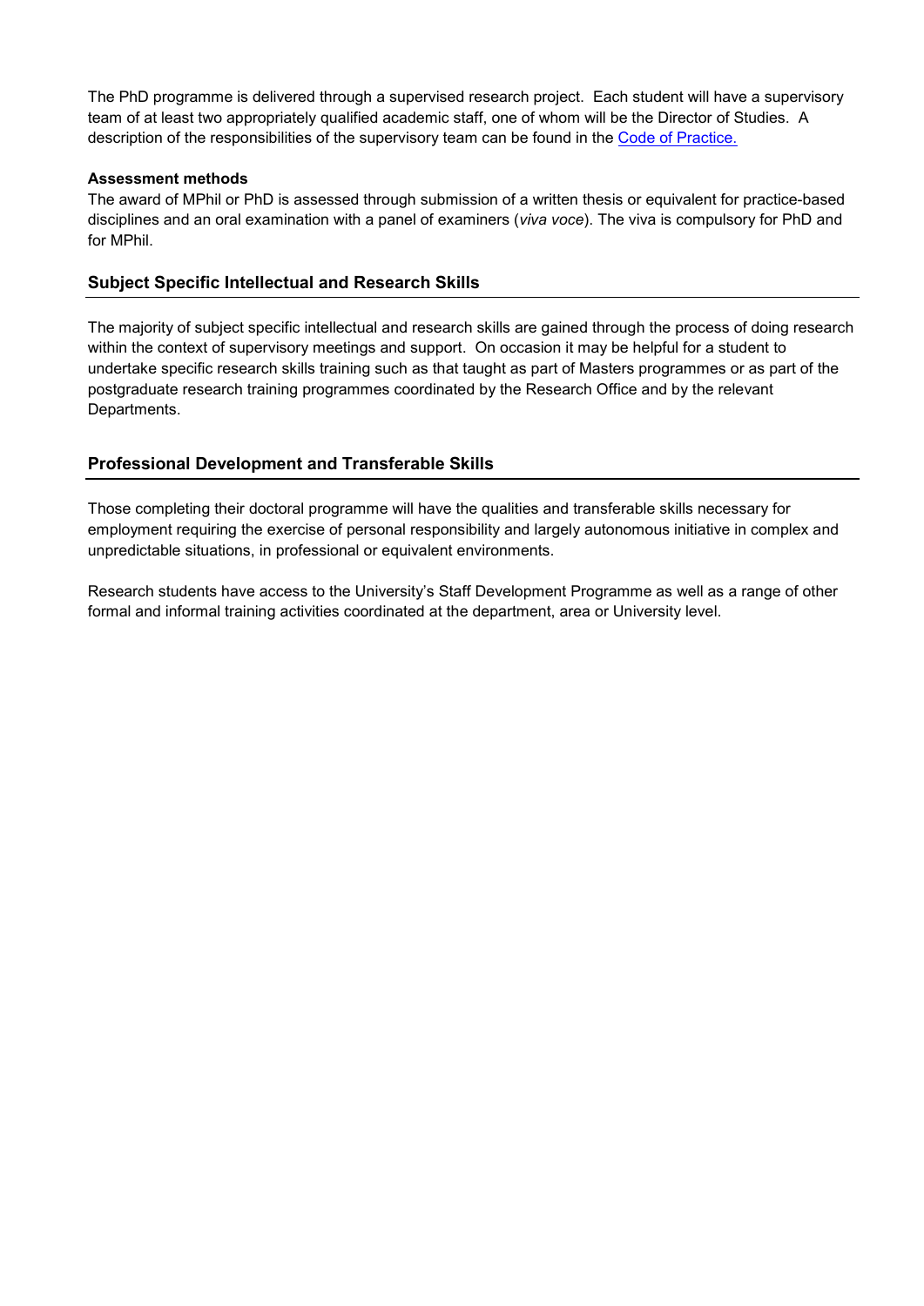The PhD programme is delivered through a supervised research project. Each student will have a supervisory team of at least two appropriately qualified academic staff, one of whom will be the Director of Studies. A description of the responsibilities of the supervisory team can be found in the Code of Practice.

**Assessment methods**

The award of MPhil or PhD is assessed through submission of a written thesis or equivalent for practice-based disciplines and an oral examination with a panel of examiners (*viva voce*). The viva is compulsory for PhD and for MPhil.

## Subject Specific Intellectual and Research Skills

The majority of subject specific intellectual and research skills are gained through the process of doing research within the context of supervisory meetings and support. On occasion it may be helpful for a student to undertake specific research skills training such as that taught as part of Masters programmes or as part of the postgraduate research training programmes coordinated by the Research Office and by the relevant Departments.

## Professional Development and Transferable Skills

Those completing their doctoral programme will have the qualities and transferable skills necessary for employment requiring the exercise of personal responsibility and largely autonomous initiative in complex and unpredictable situations, in professional or equivalent environments.

Research students have access to the University's Staff Development Programme as well as a range of other formal and informal training activities coordinated at the department, area or University level.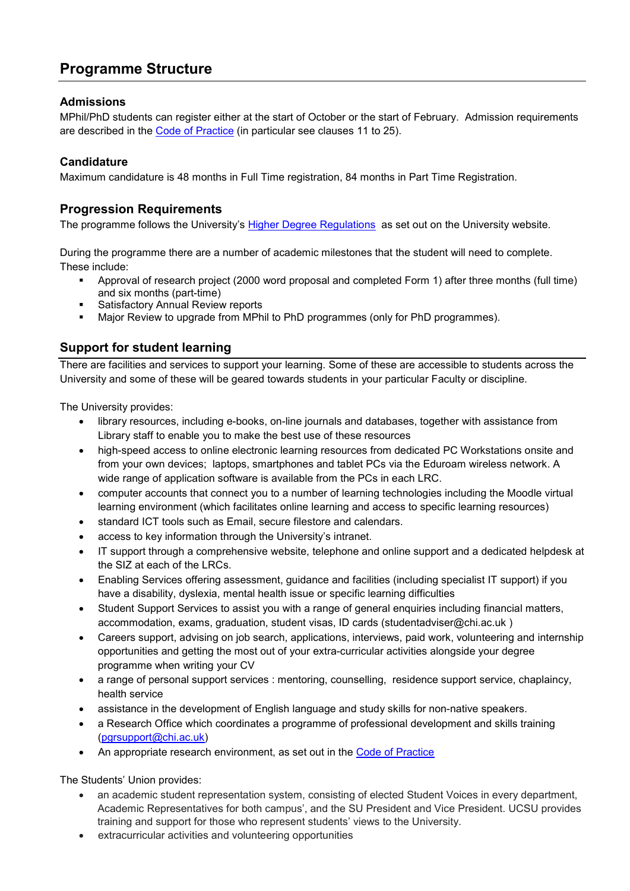## Programme Structure

### Admissions

MPhil/PhD students can register either at the start of October or the start of February. Admission requirements are described in the Code of Practice (in particular see clauses 11 to 25).

### Candidature

Maximum candidature is 48 months in Full Time registration, 84 months in Part Time Registration.

### Progression Requirements

The programme follows the University's Higher Degree Regulations as set out on the University website.

During the programme there are a number of academic milestones that the student will need to complete. These include:

- Approval of research project (2000 word proposal and completed Form 1) after three months (full time) and six months (part-time)
- Satisfactory Annual Review reports
- Major Review to upgrade from MPhil to PhD programmes (only for PhD programmes).

## Support for student learning

There are facilities and services to support your learning. Some of these are accessible to students across the University and some of these will be geared towards students in your particular Faculty or discipline.

The University provides:

- library resources, including e-books, on-line journals and databases, together with assistance from Library staff to enable you to make the best use of these resources
- high-speed access to online electronic learning resources from dedicated PC Workstations onsite and from your own devices; laptops, smartphones and tablet PCs via the Eduroam wireless network. A wide range of application software is available from the PCs in each LRC.
- computer accounts that connect you to a number of learning technologies including the Moodle virtual learning environment (which facilitates online learning and access to specific learning resources)
- standard ICT tools such as Email, secure filestore and calendars.
- access to key information through the University's intranet.
- IT support through a comprehensive website, telephone and online support and a dedicated helpdesk at the SIZ at each of the LRCs.
- Enabling Services offering assessment, guidance and facilities (including specialist IT support) if you have a disability, dyslexia, mental health issue or specific learning difficulties
- Student Support Services to assist you with a range of general enquiries including financial matters, accommodation, exams, graduation, student visas, ID cards (studentadviser@chi.ac.uk )
- Careers support, advising on job search, applications, interviews, paid work, volunteering and internship opportunities and getting the most out of your extra-curricular activities alongside your degree programme when writing your CV
- a range of personal support services : mentoring, counselling, residence support service, chaplaincy, health service
- assistance in the development of English language and study skills for non-native speakers.
- a Research Office which coordinates a programme of professional development and skills training (pgrsupport@chi.ac.uk)
- An appropriate research environment, as set out in the Code of Practice

The Students' Union provides:

- an academic student representation system, consisting of elected Student Voices in every department, Academic Representatives for both campus', and the SU President and Vice President. UCSU provides training and support for those who represent students' views to the University.
- extracurricular activities and volunteering opportunities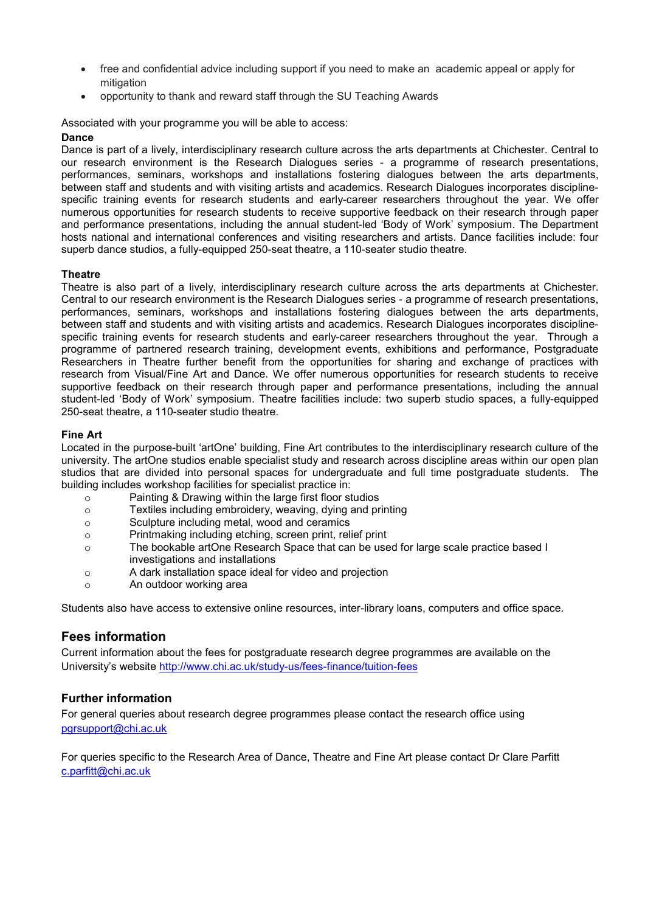- free and confidential advice including support if you need to make an academic appeal or apply for mitigation
- opportunity to thank and reward staff through the SU Teaching Awards

Associated with your programme you will be able to access:

**Dance**

Dance is part of a lively, interdisciplinary research culture across the arts departments at Chichester. Central to our research environment is the Research Dialogues series - a programme of research presentations, performances, seminars, workshops and installations fostering dialogues between the arts departments, between staff and students and with visiting artists and academics. Research Dialogues incorporates discipline-specific training events for research students and early-career researchers throughout the year. We offer numerous opportunities for research students to receive supportive feedback on their research through paper and performance presentations, including the annual student-led 'Body of Work' symposium. The Department hosts national and international conferences and visiting researchers and artists. Dance facilities include: four superb dance studios, a fully-equipped 250-seat theatre, a 110-seater studio theatre.

**Theatre**

Theatre is also part of a lively, interdisciplinary research culture across the arts departments at Chichester. Central to our research environment is the Research Dialogues series - a programme of research presentations, performances, seminars, workshops and installations fostering dialogues between the arts departments, between staff and students and with visiting artists and academics. Research Dialogues incorporates discipline-specific training events for research students and early-career researchers throughout the year. Through a programme of partnered research training, development events, exhibitions and performance, Postgraduate Researchers in Theatre further benefit from the opportunities for sharing and exchange of practices with research from Visual/Fine Art and Dance. We offer numerous opportunities for research students to receive supportive feedback on their research through paper and performance presentations, including the annual student-led 'Body of Work' symposium. Theatre facilities include: two superb studio spaces, a fully-equipped 250-seat theatre, a 110-seater studio theatre.

**Fine Art**

Located in the purpose-built 'artOne' building, Fine Art contributes to the interdisciplinary research culture of the university. The artOne studios enable specialist study and research across discipline areas within our open plan studios that are divided into personal spaces for undergraduate and full time postgraduate students. The building includes workshop facilities for specialist practice in:

- Painting & Drawing within the large first floor studios
- Textiles including embroidery, weaving, dying and printing
- Sculpture including metal, wood and ceramics
- Printmaking including etching, screen print, relief print
- The bookable artOne Research Space that can be used for large scale practice based l investigations and installations
- A dark installation space ideal for video and projection
- An outdoor working area

Students also have access to extensive online resources, inter-library loans, computers and office space.

## Fees information

Current information about the fees for postgraduate research degree programmes are available on the University's website http://www.chi.ac.uk/study-us/fees-finance/tuition-fees

## Further information

For general queries about research degree programmes please contact the research office using pgrsupport@chi.ac.uk

For queries specific to the Research Area of Dance, Theatre and Fine Art please contact Dr Clare Parfitt c.parfitt@chi.ac.uk